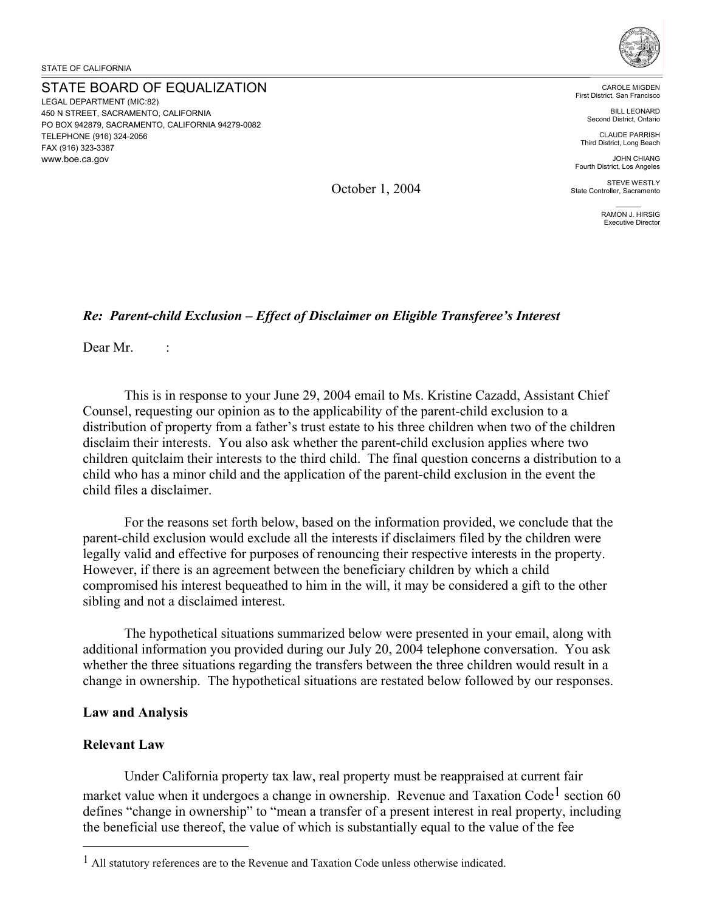STATE OF CALIFORNIA

STATE BOARD OF EQUALIZATION
LEGAL DEPARTMENT (MIC:82)
450 N STREET, SACRAMENTO, CALIFORNIA
PO BOX 942879, SACRAMENTO, CALIFORNIA 94279-0082
TELEPHONE (916) 324-2056
FAX (916) 323-3387
www.boe.ca.gov

CAROLE MIGDEN
First District, San Francisco

BILL LEONARD
Second District, Ontario

CLAUDE PARRISH
Third District, Long Beach

JOHN CHIANG
Fourth District, Los Angeles

STEVE WESTLY
State Controller, Sacramento

RAMON J. HIRSIG
Executive Director

October 1, 2004

***Re: Parent-child Exclusion – Effect of Disclaimer on Eligible Transferee's Interest***

Dear Mr.        :

This is in response to your June 29, 2004 email to Ms. Kristine Cazadd, Assistant Chief Counsel, requesting our opinion as to the applicability of the parent-child exclusion to a distribution of property from a father's trust estate to his three children when two of the children disclaim their interests. You also ask whether the parent-child exclusion applies where two children quitclaim their interests to the third child. The final question concerns a distribution to a child who has a minor child and the application of the parent-child exclusion in the event the child files a disclaimer.

For the reasons set forth below, based on the information provided, we conclude that the parent-child exclusion would exclude all the interests if disclaimers filed by the children were legally valid and effective for purposes of renouncing their respective interests in the property. However, if there is an agreement between the beneficiary children by which a child compromised his interest bequeathed to him in the will, it may be considered a gift to the other sibling and not a disclaimed interest.

The hypothetical situations summarized below were presented in your email, along with additional information you provided during our July 20, 2004 telephone conversation. You ask whether the three situations regarding the transfers between the three children would result in a change in ownership. The hypothetical situations are restated below followed by our responses.

**Law and Analysis**

**Relevant Law**

Under California property tax law, real property must be reappraised at current fair market value when it undergoes a change in ownership. Revenue and Taxation Code[1] section 60 defines "change in ownership" to "mean a transfer of a present interest in real property, including the beneficial use thereof, the value of which is substantially equal to the value of the fee

---

[1] All statutory references are to the Revenue and Taxation Code unless otherwise indicated.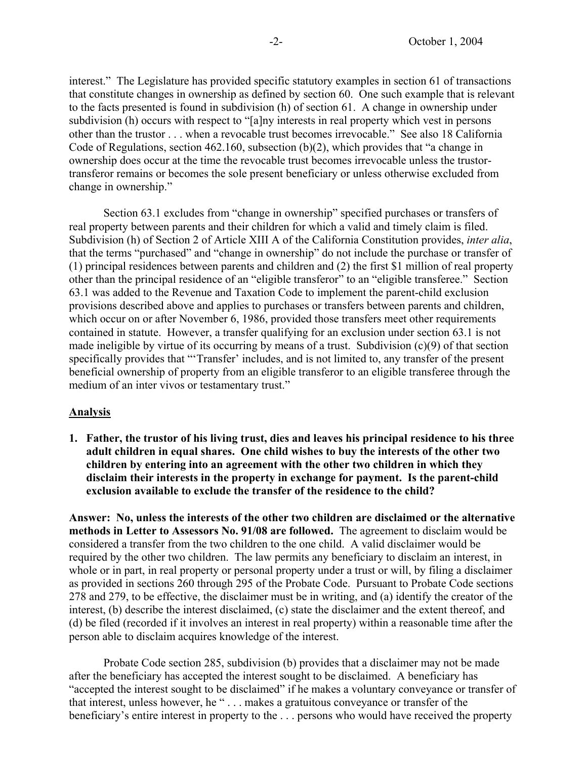interest." The Legislature has provided specific statutory examples in section 61 of transactions that constitute changes in ownership as defined by section 60. One such example that is relevant to the facts presented is found in subdivision (h) of section 61. A change in ownership under subdivision (h) occurs with respect to "[a]ny interests in real property which vest in persons other than the trustor . . . when a revocable trust becomes irrevocable." See also 18 California Code of Regulations, section 462.160, subsection (b)(2), which provides that "a change in ownership does occur at the time the revocable trust becomes irrevocable unless the trustor-transferor remains or becomes the sole present beneficiary or unless otherwise excluded from change in ownership."

Section 63.1 excludes from "change in ownership" specified purchases or transfers of real property between parents and their children for which a valid and timely claim is filed. Subdivision (h) of Section 2 of Article XIII A of the California Constitution provides, *inter alia*, that the terms "purchased" and "change in ownership" do not include the purchase or transfer of (1) principal residences between parents and children and (2) the first $1 million of real property other than the principal residence of an "eligible transferor" to an "eligible transferee." Section 63.1 was added to the Revenue and Taxation Code to implement the parent-child exclusion provisions described above and applies to purchases or transfers between parents and children, which occur on or after November 6, 1986, provided those transfers meet other requirements contained in statute. However, a transfer qualifying for an exclusion under section 63.1 is not made ineligible by virtue of its occurring by means of a trust. Subdivision (c)(9) of that section specifically provides that "'Transfer' includes, and is not limited to, any transfer of the present beneficial ownership of property from an eligible transferor to an eligible transferee through the medium of an inter vivos or testamentary trust."

## Analysis

**1. Father, the trustor of his living trust, dies and leaves his principal residence to his three adult children in equal shares. One child wishes to buy the interests of the other two children by entering into an agreement with the other two children in which they disclaim their interests in the property in exchange for payment. Is the parent-child exclusion available to exclude the transfer of the residence to the child?**

**Answer: No, unless the interests of the other two children are disclaimed or the alternative methods in Letter to Assessors No. 91/08 are followed.** The agreement to disclaim would be considered a transfer from the two children to the one child. A valid disclaimer would be required by the other two children. The law permits any beneficiary to disclaim an interest, in whole or in part, in real property or personal property under a trust or will, by filing a disclaimer as provided in sections 260 through 295 of the Probate Code. Pursuant to Probate Code sections 278 and 279, to be effective, the disclaimer must be in writing, and (a) identify the creator of the interest, (b) describe the interest disclaimed, (c) state the disclaimer and the extent thereof, and (d) be filed (recorded if it involves an interest in real property) within a reasonable time after the person able to disclaim acquires knowledge of the interest.

Probate Code section 285, subdivision (b) provides that a disclaimer may not be made after the beneficiary has accepted the interest sought to be disclaimed. A beneficiary has "accepted the interest sought to be disclaimed" if he makes a voluntary conveyance or transfer of that interest, unless however, he " . . . makes a gratuitous conveyance or transfer of the beneficiary's entire interest in property to the . . . persons who would have received the property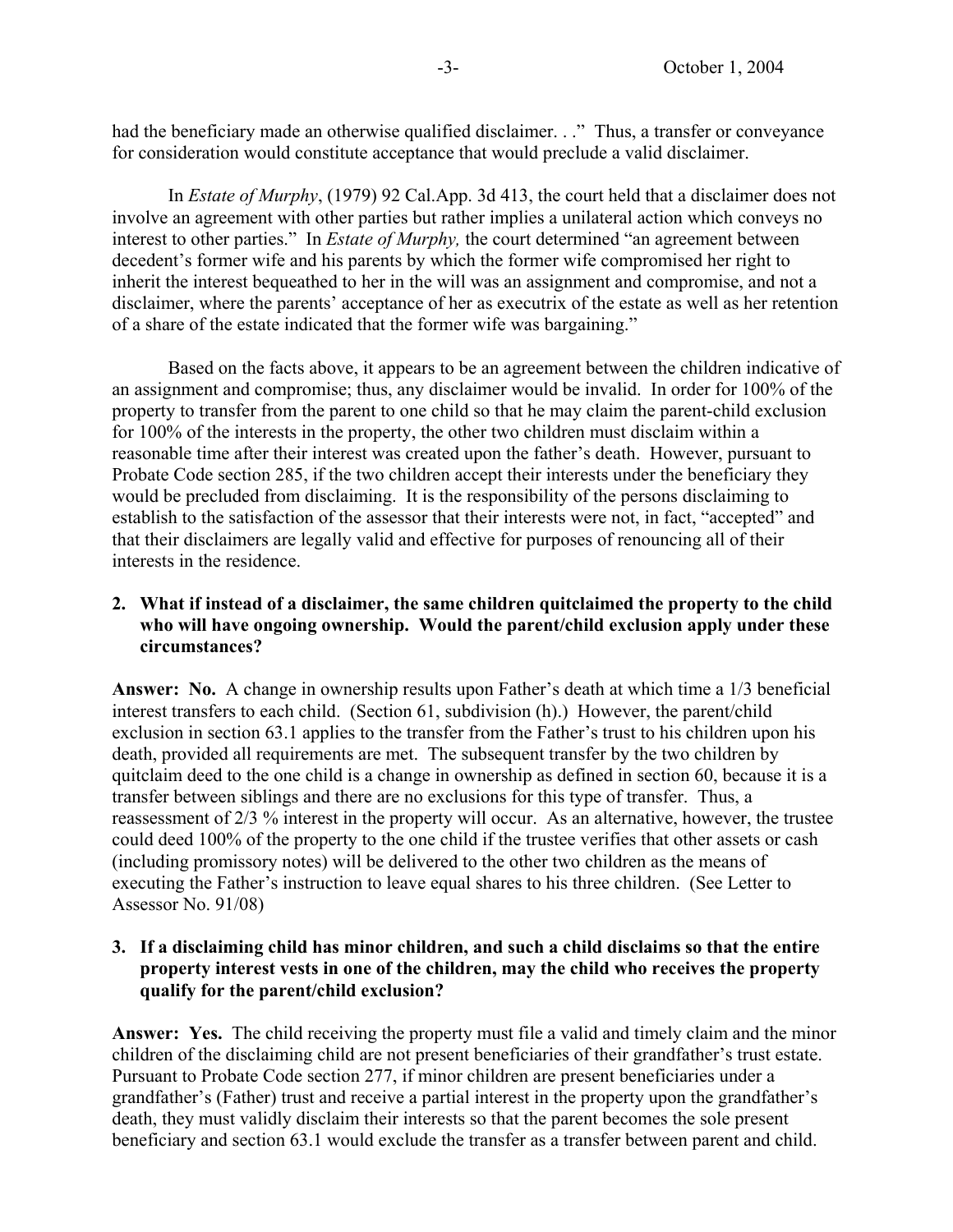had the beneficiary made an otherwise qualified disclaimer. . ." Thus, a transfer or conveyance for consideration would constitute acceptance that would preclude a valid disclaimer.

In *Estate of Murphy*, (1979) 92 Cal.App. 3d 413, the court held that a disclaimer does not involve an agreement with other parties but rather implies a unilateral action which conveys no interest to other parties." In *Estate of Murphy,* the court determined "an agreement between decedent's former wife and his parents by which the former wife compromised her right to inherit the interest bequeathed to her in the will was an assignment and compromise, and not a disclaimer, where the parents' acceptance of her as executrix of the estate as well as her retention of a share of the estate indicated that the former wife was bargaining."

Based on the facts above, it appears to be an agreement between the children indicative of an assignment and compromise; thus, any disclaimer would be invalid. In order for 100% of the property to transfer from the parent to one child so that he may claim the parent-child exclusion for 100% of the interests in the property, the other two children must disclaim within a reasonable time after their interest was created upon the father's death. However, pursuant to Probate Code section 285, if the two children accept their interests under the beneficiary they would be precluded from disclaiming. It is the responsibility of the persons disclaiming to establish to the satisfaction of the assessor that their interests were not, in fact, "accepted" and that their disclaimers are legally valid and effective for purposes of renouncing all of their interests in the residence.

**2. What if instead of a disclaimer, the same children quitclaimed the property to the child who will have ongoing ownership. Would the parent/child exclusion apply under these circumstances?**

**Answer: No.** A change in ownership results upon Father's death at which time a 1/3 beneficial interest transfers to each child. (Section 61, subdivision (h).) However, the parent/child exclusion in section 63.1 applies to the transfer from the Father's trust to his children upon his death, provided all requirements are met. The subsequent transfer by the two children by quitclaim deed to the one child is a change in ownership as defined in section 60, because it is a transfer between siblings and there are no exclusions for this type of transfer. Thus, a reassessment of 2/3 % interest in the property will occur. As an alternative, however, the trustee could deed 100% of the property to the one child if the trustee verifies that other assets or cash (including promissory notes) will be delivered to the other two children as the means of executing the Father's instruction to leave equal shares to his three children. (See Letter to Assessor No. 91/08)

**3. If a disclaiming child has minor children, and such a child disclaims so that the entire property interest vests in one of the children, may the child who receives the property qualify for the parent/child exclusion?**

**Answer: Yes.** The child receiving the property must file a valid and timely claim and the minor children of the disclaiming child are not present beneficiaries of their grandfather's trust estate. Pursuant to Probate Code section 277, if minor children are present beneficiaries under a grandfather's (Father) trust and receive a partial interest in the property upon the grandfather's death, they must validly disclaim their interests so that the parent becomes the sole present beneficiary and section 63.1 would exclude the transfer as a transfer between parent and child.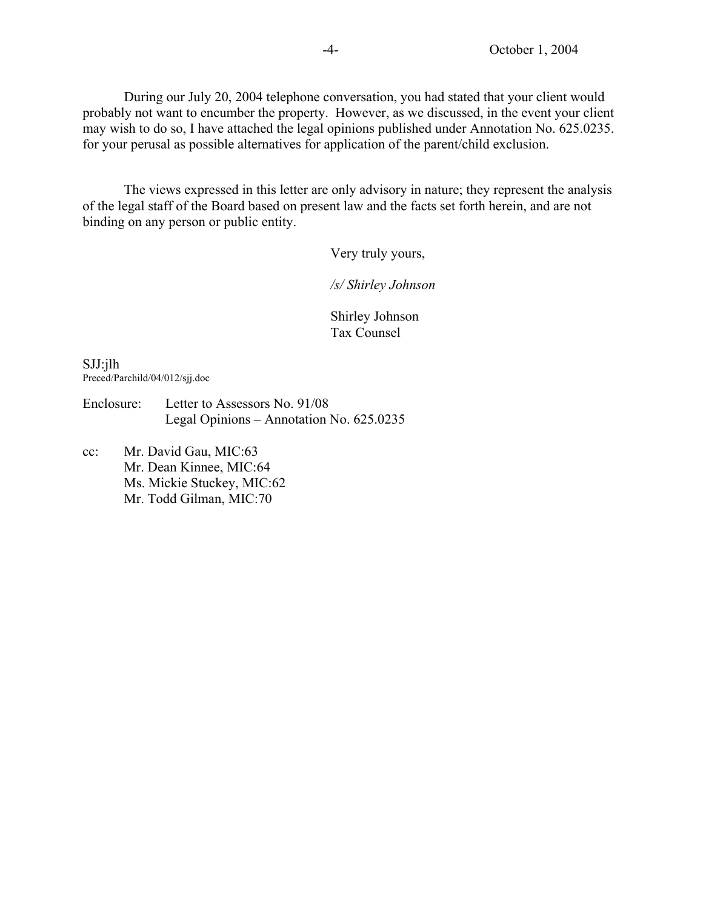During our July 20, 2004 telephone conversation, you had stated that your client would probably not want to encumber the property. However, as we discussed, in the event your client may wish to do so, I have attached the legal opinions published under Annotation No. 625.0235. for your perusal as possible alternatives for application of the parent/child exclusion.

The views expressed in this letter are only advisory in nature; they represent the analysis of the legal staff of the Board based on present law and the facts set forth herein, and are not binding on any person or public entity.

Very truly yours,

*/s/ Shirley Johnson*

Shirley Johnson
Tax Counsel

SJJ:jlh
Preced/Parchild/04/012/sjj.doc

Enclosure: Letter to Assessors No. 91/08
Legal Opinions – Annotation No. 625.0235

cc: Mr. David Gau, MIC:63
Mr. Dean Kinnee, MIC:64
Ms. Mickie Stuckey, MIC:62
Mr. Todd Gilman, MIC:70